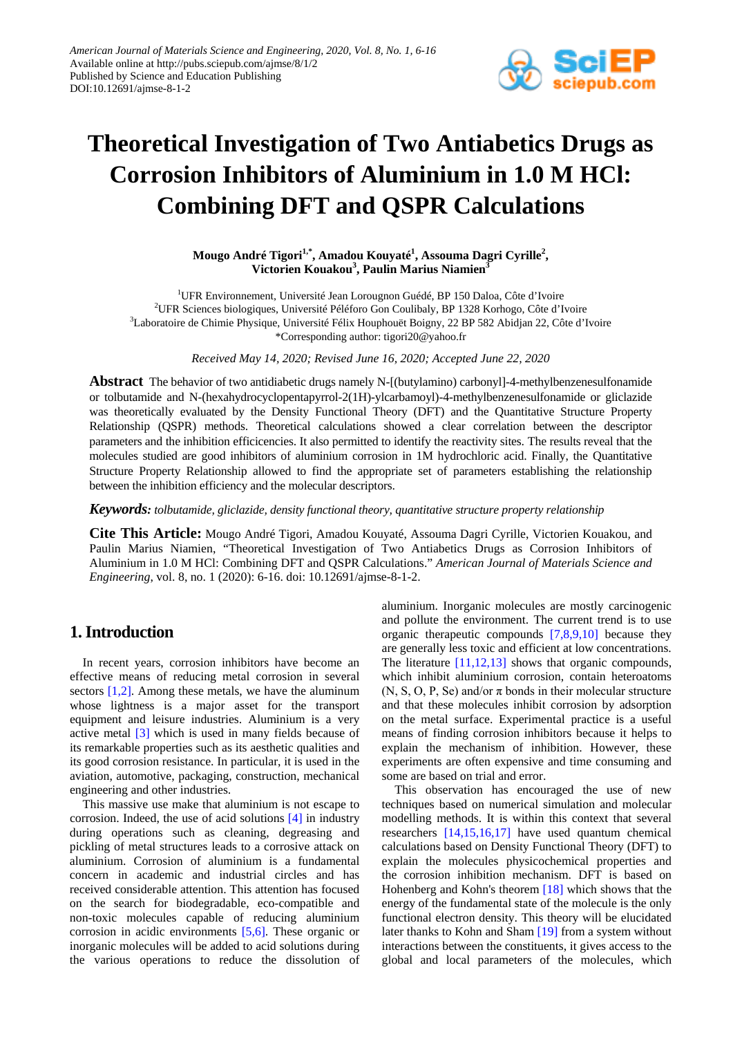# Theoretical Investigation of Two Antiabetics Drugs as Corrosion Inhibitors of Aluminium in 1.0 M HCl: Combining DFT and QSPR Calculations

**Mougo André Tigori[1,*], Amadou Kouyaté[1], Assouma Dagri Cyrille[2], Victorien Kouakou[3], Paulin Marius Niamien[3]**

[1]UFR Environnement, Université Jean Lorougnon Guédé, BP 150 Daloa, Côte d'Ivoire
[2]UFR Sciences biologiques, Université Péléforo Gon Coulibaly, BP 1328 Korhogo, Côte d'Ivoire
[3]Laboratoire de Chimie Physique, Université Félix Houphouët Boigny, 22 BP 582 Abidjan 22, Côte d'Ivoire
*Corresponding author: tigori20@yahoo.fr

*Received May 14, 2020; Revised June 16, 2020; Accepted June 22, 2020*

**Abstract** The behavior of two antidiabetic drugs namely N-[(butylamino) carbonyl]-4-methylbenzenesulfonamide or tolbutamide and N-(hexahydrocyclopentapyrrol-2(1H)-ylcarbamoyl)-4-methylbenzenesulfonamide or gliclazide was theoretically evaluated by the Density Functional Theory (DFT) and the Quantitative Structure Property Relationship (QSPR) methods. Theoretical calculations showed a clear correlation between the descriptor parameters and the inhibition efficicencies. It also permitted to identify the reactivity sites. The results reveal that the molecules studied are good inhibitors of aluminium corrosion in 1M hydrochloric acid. Finally, the Quantitative Structure Property Relationship allowed to find the appropriate set of parameters establishing the relationship between the inhibition efficiency and the molecular descriptors.

***Keywords:*** *tolbutamide, gliclazide, density functional theory, quantitative structure property relationship*

**Cite This Article:** Mougo André Tigori, Amadou Kouyaté, Assouma Dagri Cyrille, Victorien Kouakou, and Paulin Marius Niamien, "Theoretical Investigation of Two Antiabetics Drugs as Corrosion Inhibitors of Aluminium in 1.0 M HCl: Combining DFT and QSPR Calculations." *American Journal of Materials Science and Engineering*, vol. 8, no. 1 (2020): 6-16. doi: 10.12691/ajmse-8-1-2.

## 1. Introduction

In recent years, corrosion inhibitors have become an effective means of reducing metal corrosion in several sectors [1,2]. Among these metals, we have the aluminum whose lightness is a major asset for the transport equipment and leisure industries. Aluminium is a very active metal [3] which is used in many fields because of its remarkable properties such as its aesthetic qualities and its good corrosion resistance. In particular, it is used in the aviation, automotive, packaging, construction, mechanical engineering and other industries.

This massive use make that aluminium is not escape to corrosion. Indeed, the use of acid solutions [4] in industry during operations such as cleaning, degreasing and pickling of metal structures leads to a corrosive attack on aluminium. Corrosion of aluminium is a fundamental concern in academic and industrial circles and has received considerable attention. This attention has focused on the search for biodegradable, eco-compatible and non-toxic molecules capable of reducing aluminium corrosion in acidic environments [5,6]. These organic or inorganic molecules will be added to acid solutions during the various operations to reduce the dissolution of aluminium. Inorganic molecules are mostly carcinogenic and pollute the environment. The current trend is to use organic therapeutic compounds [7,8,9,10] because they are generally less toxic and efficient at low concentrations. The literature [11,12,13] shows that organic compounds, which inhibit aluminium corrosion, contain heteroatoms (N, S, O, P, Se) and/or π bonds in their molecular structure and that these molecules inhibit corrosion by adsorption on the metal surface. Experimental practice is a useful means of finding corrosion inhibitors because it helps to explain the mechanism of inhibition. However, these experiments are often expensive and time consuming and some are based on trial and error.

This observation has encouraged the use of new techniques based on numerical simulation and molecular modelling methods. It is within this context that several researchers [14,15,16,17] have used quantum chemical calculations based on Density Functional Theory (DFT) to explain the molecules physicochemical properties and the corrosion inhibition mechanism. DFT is based on Hohenberg and Kohn's theorem [18] which shows that the energy of the fundamental state of the molecule is the only functional electron density. This theory will be elucidated later thanks to Kohn and Sham [19] from a system without interactions between the constituents, it gives access to the global and local parameters of the molecules, which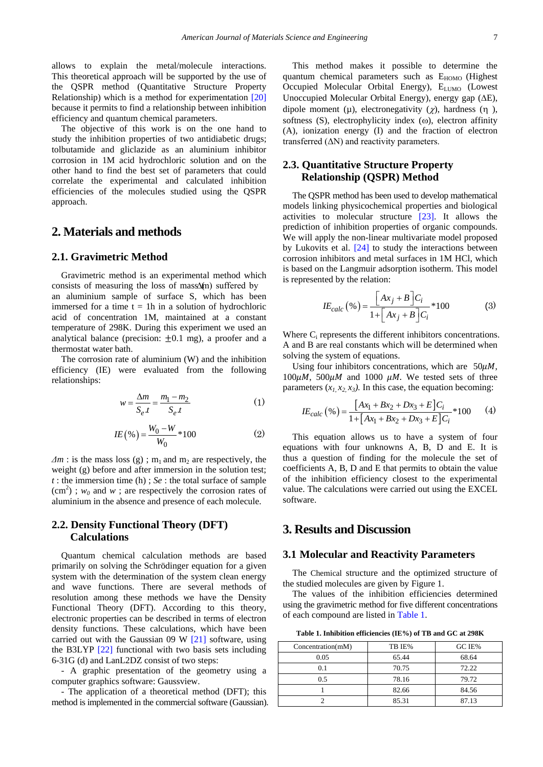allows to explain the metal/molecule interactions. This theoretical approach will be supported by the use of the QSPR method (Quantitative Structure Property Relationship) which is a method for experimentation [20] because it permits to find a relationship between inhibition efficiency and quantum chemical parameters.

The objective of this work is on the one hand to study the inhibition properties of two antidiabetic drugs; tolbutamide and gliclazide as an aluminium inhibitor corrosion in 1M acid hydrochloric solution and on the other hand to find the best set of parameters that could correlate the experimental and calculated inhibition efficiencies of the molecules studied using the QSPR approach.

## 2. Materials and methods

### 2.1. Gravimetric Method

Gravimetric method is an experimental method which consists of measuring the loss of mass (Δm) suffered by an aluminium sample of surface S, which has been immersed for a time t = 1h in a solution of hydrochloric acid of concentration 1M, maintained at a constant temperature of 298K. During this experiment we used an analytical balance (precision: ±0.1 mg), a proofer and a thermostat water bath.

The corrosion rate of aluminium (W) and the inhibition efficiency (IE) were evaluated from the following relationships:

$$w = \frac{\Delta m}{S_e.t} = \frac{m_1 - m_2}{S_e.t} \quad (1)$$

$$IE(\%) = \frac{W_0 - W}{W_0} * 100 \quad (2)$$

*Δm* : is the mass loss (g) ; $m_1$ and $m_2$ are respectively, the weight (g) before and after immersion in the solution test; *t* : the immersion time (h) ; *Se* : the total surface of sample ($cm^2$) ; $w_0$ and $w$ ; are respectively the corrosion rates of aluminium in the absence and presence of each molecule.

### 2.2. Density Functional Theory (DFT) Calculations

Quantum chemical calculation methods are based primarily on solving the Schrödinger equation for a given system with the determination of the system clean energy and wave functions. There are several methods of resolution among these methods we have the Density Functional Theory (DFT). According to this theory, electronic properties can be described in terms of electron density functions. These calculations, which have been carried out with the Gaussian 09 W [21] software, using the B3LYP [22] functional with two basis sets including 6-31G (d) and LanL2DZ consist of two steps:

- A graphic presentation of the geometry using a computer graphics software: Gaussview.
- The application of a theoretical method (DFT); this method is implemented in the commercial software (Gaussian).

This method makes it possible to determine the quantum chemical parameters such as $E_{HOMO}$ (Highest Occupied Molecular Orbital Energy), $E_{LUMO}$ (Lowest Unoccupied Molecular Orbital Energy), energy gap (ΔE), dipole moment (μ), electronegativity (χ), hardness (η ), softness (S), electrophylicity index (ω), electron affinity (A), ionization energy (I) and the fraction of electron transferred (ΔN) and reactivity parameters.

### 2.3. Quantitative Structure Property Relationship (QSPR) Method

The QSPR method has been used to develop mathematical models linking physicochemical properties and biological activities to molecular structure [23]. It allows the prediction of inhibition properties of organic compounds. We will apply the non-linear multivariate model proposed by Lukovits et al. [24] to study the interactions between corrosion inhibitors and metal surfaces in 1M HCl, which is based on the Langmuir adsorption isotherm. This model is represented by the relation:

$$IE_{calc}(\%) = \frac{\left[Ax_j + B\right]C_i}{1 + \left[Ax_j + B\right]C_i} * 100 \quad (3)$$

Where $C_i$ represents the different inhibitors concentrations. A and B are real constants which will be determined when solving the system of equations.

Using four inhibitors concentrations, which are $50\mu M$, $100\mu M$, $500\mu M$ and $1000\ \mu M$. We tested sets of three parameters ($x_1, x_2, x_3$). In this case, the equation becoming:

$$IE_{calc}(\%) = \frac{\left[Ax_1 + Bx_2 + Dx_3 + E\right]C_i}{1 + \left[Ax_1 + Bx_2 + Dx_3 + E\right]C_i} * 100 \quad (4)$$

This equation allows us to have a system of four equations with four unknowns A, B, D and E. It is thus a question of finding for the molecule the set of coefficients A, B, D and E that permits to obtain the value of the inhibition efficiency closest to the experimental value. The calculations were carried out using the EXCEL software.

## 3. Results and Discussion

### 3.1 Molecular and Reactivity Parameters

The Chemical structure and the optimized structure of the studied molecules are given by Figure 1.

The values of the inhibition efficiencies determined using the gravimetric method for five different concentrations of each compound are listed in Table 1.

**Table 1. Inhibition efficiencies (IE%) of TB and GC at 298K**

| Concentration(mM) | TB IE% | GC IE% |
|---|---|---|
| 0.05 | 65.44 | 68.64 |
| 0.1 | 70.75 | 72.22 |
| 0.5 | 78.16 | 79.72 |
| 1 | 82.66 | 84.56 |
| 2 | 85.31 | 87.13 |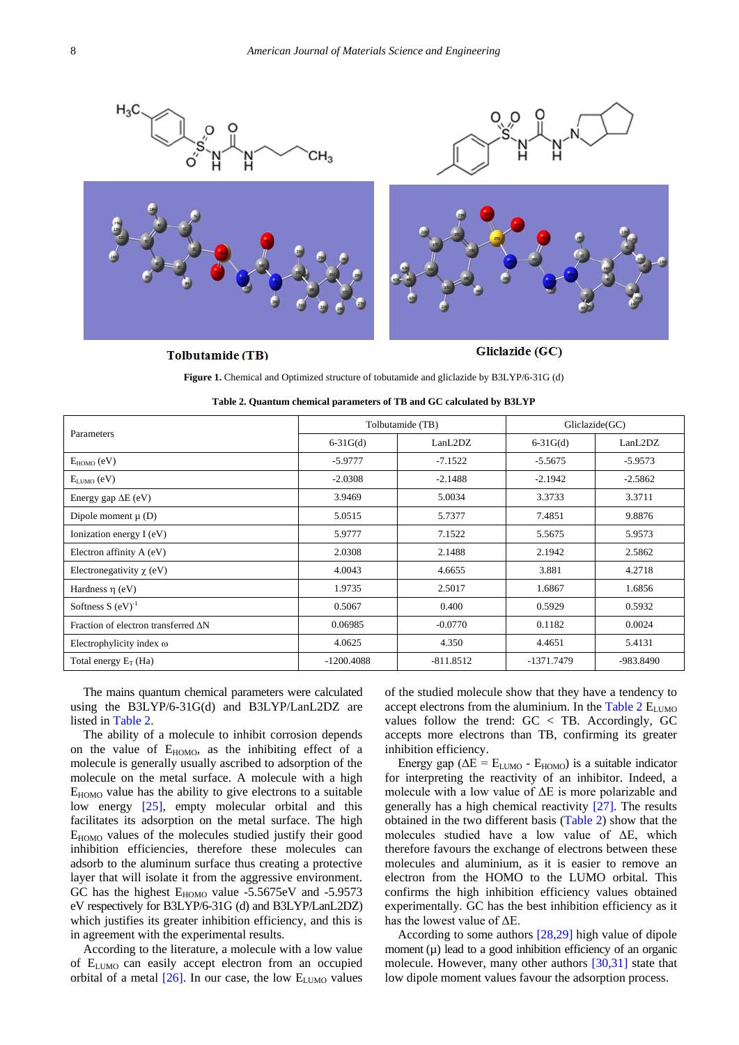**Tolbutamide (TB)** **Gliclazide (GC)**

**Figure 1.** Chemical and Optimized structure of tobutamide and gliclazide by B3LYP/6-31G (d)

**Table 2. Quantum chemical parameters of TB and GC calculated by B3LYP**

| Parameters | Tolbutamide (TB) | | Gliclazide(GC) | |
|---|---|---|---|---|
| | 6-31G(d) | LanL2DZ | 6-31G(d) | LanL2DZ |
| $E_{HOMO}$ (eV) | -5.9777 | -7.1522 | -5.5675 | -5.9573 |
| $E_{LUMO}$ (eV) | -2.0308 | -2.1488 | -2.1942 | -2.5862 |
| Energy gap ΔE (eV) | 3.9469 | 5.0034 | 3.3733 | 3.3711 |
| Dipole moment μ (D) | 5.0515 | 5.7377 | 7.4851 | 9.8876 |
| Ionization energy I (eV) | 5.9777 | 7.1522 | 5.5675 | 5.9573 |
| Electron affinity A (eV) | 2.0308 | 2.1488 | 2.1942 | 2.5862 |
| Electronegativity χ (eV) | 4.0043 | 4.6655 | 3.881 | 4.2718 |
| Hardness η (eV) | 1.9735 | 2.5017 | 1.6867 | 1.6856 |
| Softness S $(eV)^{-1}$ | 0.5067 | 0.400 | 0.5929 | 0.5932 |
| Fraction of electron transferred ΔN | 0.06985 | -0.0770 | 0.1182 | 0.0024 |
| Electrophylicity index ω | 4.0625 | 4.350 | 4.4651 | 5.4131 |
| Total energy $E_T$ (Ha) | -1200.4088 | -811.8512 | -1371.7479 | -983.8490 |

The mains quantum chemical parameters were calculated using the B3LYP/6-31G(d) and B3LYP/LanL2DZ are listed in Table 2.

The ability of a molecule to inhibit corrosion depends on the value of $E_{HOMO}$, as the inhibiting effect of a molecule is generally usually ascribed to adsorption of the molecule on the metal surface. A molecule with a high $E_{HOMO}$ value has the ability to give electrons to a suitable low energy [25], empty molecular orbital and this facilitates its adsorption on the metal surface. The high $E_{HOMO}$ values of the molecules studied justify their good inhibition efficiencies, therefore these molecules can adsorb to the aluminum surface thus creating a protective layer that will isolate it from the aggressive environment. GC has the highest $E_{HOMO}$ value -5.5675eV and -5.9573 eV respectively for B3LYP/6-31G (d) and B3LYP/LanL2DZ) which justifies its greater inhibition efficiency, and this is in agreement with the experimental results.

According to the literature, a molecule with a low value of $E_{LUMO}$ can easily accept electron from an occupied orbital of a metal [26]. In our case, the low $E_{LUMO}$ values of the studied molecule show that they have a tendency to accept electrons from the aluminium. In the Table 2 $E_{LUMO}$ values follow the trend: GC < TB. Accordingly, GC accepts more electrons than TB, confirming its greater inhibition efficiency.

Energy gap ($\Delta E = E_{LUMO} - E_{HOMO}$) is a suitable indicator for interpreting the reactivity of an inhibitor. Indeed, a molecule with a low value of ΔE is more polarizable and generally has a high chemical reactivity [27]. The results obtained in the two different basis (Table 2) show that the molecules studied have a low value of ΔE, which therefore favours the exchange of electrons between these molecules and aluminium, as it is easier to remove an electron from the HOMO to the LUMO orbital. This confirms the high inhibition efficiency values obtained experimentally. GC has the best inhibition efficiency as it has the lowest value of ΔE.

According to some authors [28,29] high value of dipole moment (μ) lead to a good inhibition efficiency of an organic molecule. However, many other authors [30,31] state that low dipole moment values favour the adsorption process.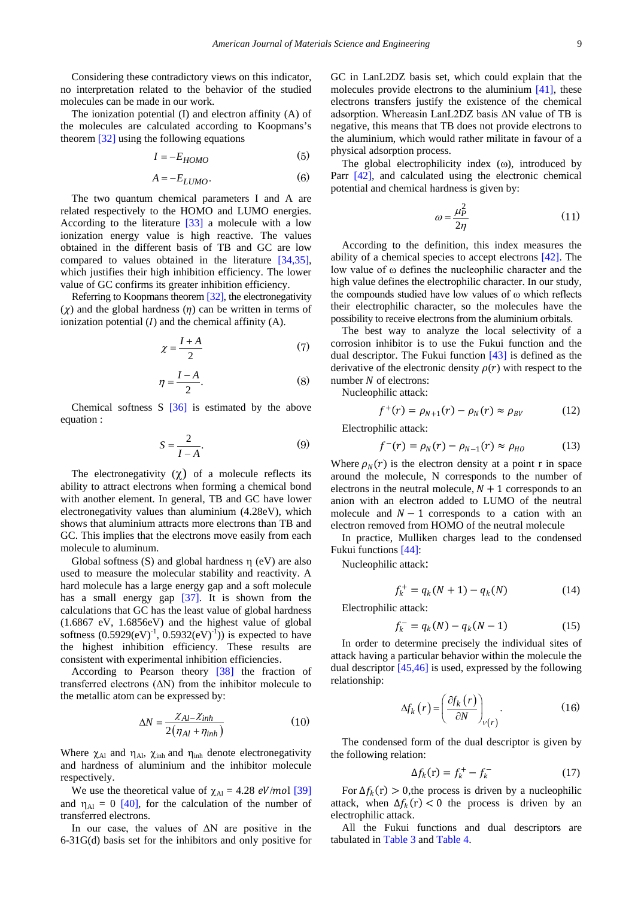Considering these contradictory views on this indicator, no interpretation related to the behavior of the studied molecules can be made in our work.

The ionization potential (I) and electron affinity (A) of the molecules are calculated according to Koopmans's theorem [32] using the following equations

$$I = -E_{HOMO} \tag{5}$$

$$A = -E_{LUMO}. \tag{6}$$

The two quantum chemical parameters I and A are related respectively to the HOMO and LUMO energies. According to the literature [33] a molecule with a low ionization energy value is high reactive. The values obtained in the different basis of TB and GC are low compared to values obtained in the literature [34,35], which justifies their high inhibition efficiency. The lower value of GC confirms its greater inhibition efficiency.

Referring to Koopmans theorem [32], the electronegativity ($\chi$) and the global hardness ($\eta$) can be written in terms of ionization potential ($I$) and the chemical affinity (A).

$$\chi = \frac{I + A}{2} \tag{7}$$

$$\eta = \frac{I - A}{2}. \tag{8}$$

Chemical softness S [36] is estimated by the above equation :

$$S = \frac{2}{I - A}. \tag{9}$$

The electronegativity ($\chi$) of a molecule reflects its ability to attract electrons when forming a chemical bond with another element. In general, TB and GC have lower electronegativity values than aluminium (4.28eV), which shows that aluminium attracts more electrons than TB and GC. This implies that the electrons move easily from each molecule to aluminum.

Global softness (S) and global hardness η (eV) are also used to measure the molecular stability and reactivity. A hard molecule has a large energy gap and a soft molecule has a small energy gap [37]. It is shown from the calculations that GC has the least value of global hardness (1.6867 eV, 1.6856eV) and the highest value of global softness (0.5929(eV)$^{-1}$, 0.5932(eV)$^{-1}$)) is expected to have the highest inhibition efficiency. These results are consistent with experimental inhibition efficiencies.

According to Pearson theory [38] the fraction of transferred electrons (ΔN) from the inhibitor molecule to the metallic atom can be expressed by:

$$\Delta N = \frac{\chi_{Al} - \chi_{inh}}{2(\eta_{Al} + \eta_{inh})} \tag{10}$$

Where $\chi_{Al}$ and $\eta_{Al}$, $\chi_{inh}$ and $\eta_{inh}$ denote electronegativity and hardness of aluminium and the inhibitor molecule respectively.

We use the theoretical value of $\chi_{Al}$ = 4.28 $eV/mol$ [39] and $\eta_{Al}$ = 0 [40], for the calculation of the number of transferred electrons.

In our case, the values of ΔN are positive in the 6-31G(d) basis set for the inhibitors and only positive for GC in LanL2DZ basis set, which could explain that the molecules provide electrons to the aluminium [41], these electrons transfers justify the existence of the chemical adsorption. Whereasin LanL2DZ basis ΔN value of TB is negative, this means that TB does not provide electrons to the aluminium, which would rather militate in favour of a physical adsorption process.

The global electrophilicity index (ω), introduced by Parr [42], and calculated using the electronic chemical potential and chemical hardness is given by:

$$\omega = \frac{\mu_P^2}{2\eta} \tag{11}$$

According to the definition, this index measures the ability of a chemical species to accept electrons [42]. The low value of ω defines the nucleophilic character and the high value defines the electrophilic character. In our study, the compounds studied have low values of ω which reflects their electrophilic character, so the molecules have the possibility to receive electrons from the aluminium orbitals.

The best way to analyze the local selectivity of a corrosion inhibitor is to use the Fukui function and the dual descriptor. The Fukui function [43] is defined as the derivative of the electronic density $\rho(r)$ with respect to the number $N$ of electrons:

Nucleophilic attack:

$$f^+(r) = \rho_{N+1}(r) - \rho_N(r) \approx \rho_{BV} \tag{12}$$

Electrophilic attack:

$$f^-(r) = \rho_N(r) - \rho_{N-1}(r) \approx \rho_{HO} \tag{13}$$

Where $\rho_N(r)$ is the electron density at a point r in space around the molecule, N corresponds to the number of electrons in the neutral molecule, $N+1$ corresponds to an anion with an electron added to LUMO of the neutral molecule and $N-1$ corresponds to a cation with an electron removed from HOMO of the neutral molecule

In practice, Mulliken charges lead to the condensed Fukui functions [44]:

Nucleophilic attack:

$$f_k^+ = q_k(N+1) - q_k(N) \tag{14}$$

Electrophilic attack:

$$f_k^- = q_k(N) - q_k(N-1) \tag{15}$$

In order to determine precisely the individual sites of attack having a particular behavior within the molecule the dual descriptor [45,46] is used, expressed by the following relationship:

$$\Delta f_k(r) = \left(\frac{\partial f_k(r)}{\partial N}\right)_{\nu(r)}. \tag{16}$$

The condensed form of the dual descriptor is given by the following relation:

$$\Delta f_k(\mathrm{r}) = f_k^+ - f_k^- \tag{17}$$

For $\Delta f_k(\mathrm{r}) > 0$,the process is driven by a nucleophilic attack, when $\Delta f_k(\mathrm{r}) < 0$ the process is driven by an electrophilic attack.

All the Fukui functions and dual descriptors are tabulated in Table 3 and Table 4.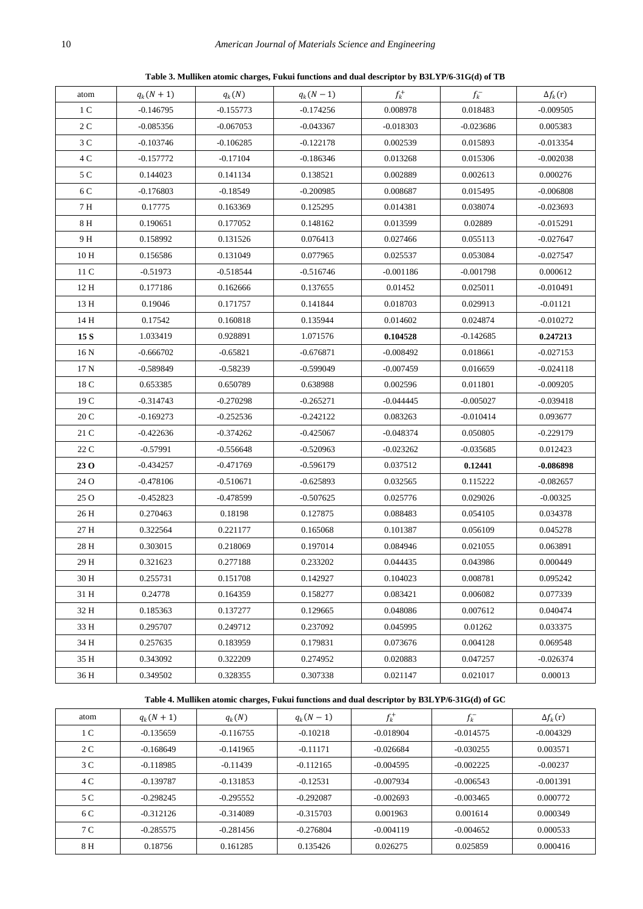**Table 3. Mulliken atomic charges, Fukui functions and dual descriptor by B3LYP/6-31G(d) of TB**

| atom | $q_k(N+1)$ | $q_k(N)$ | $q_k(N-1)$ | $f_k^+$ | $f_k^-$ | $\Delta f_k(\mathrm{r})$ |
|---|---|---|---|---|---|---|
| 1 C | -0.146795 | -0.155773 | -0.174256 | 0.008978 | 0.018483 | -0.009505 |
| 2 C | -0.085356 | -0.067053 | -0.043367 | -0.018303 | -0.023686 | 0.005383 |
| 3 C | -0.103746 | -0.106285 | -0.122178 | 0.002539 | 0.015893 | -0.013354 |
| 4 C | -0.157772 | -0.17104 | -0.186346 | 0.013268 | 0.015306 | -0.002038 |
| 5 C | 0.144023 | 0.141134 | 0.138521 | 0.002889 | 0.002613 | 0.000276 |
| 6 C | -0.176803 | -0.18549 | -0.200985 | 0.008687 | 0.015495 | -0.006808 |
| 7 H | 0.17775 | 0.163369 | 0.125295 | 0.014381 | 0.038074 | -0.023693 |
| 8 H | 0.190651 | 0.177052 | 0.148162 | 0.013599 | 0.02889 | -0.015291 |
| 9 H | 0.158992 | 0.131526 | 0.076413 | 0.027466 | 0.055113 | -0.027647 |
| 10 H | 0.156586 | 0.131049 | 0.077965 | 0.025537 | 0.053084 | -0.027547 |
| 11 C | -0.51973 | -0.518544 | -0.516746 | -0.001186 | -0.001798 | 0.000612 |
| 12 H | 0.177186 | 0.162666 | 0.137655 | 0.01452 | 0.025011 | -0.010491 |
| 13 H | 0.19046 | 0.171757 | 0.141844 | 0.018703 | 0.029913 | -0.01121 |
| 14 H | 0.17542 | 0.160818 | 0.135944 | 0.014602 | 0.024874 | -0.010272 |
| **15 S** | 1.033419 | 0.928891 | 1.071576 | **0.104528** | -0.142685 | **0.247213** |
| 16 N | -0.666702 | -0.65821 | -0.676871 | -0.008492 | 0.018661 | -0.027153 |
| 17 N | -0.589849 | -0.58239 | -0.599049 | -0.007459 | 0.016659 | -0.024118 |
| 18 C | 0.653385 | 0.650789 | 0.638988 | 0.002596 | 0.011801 | -0.009205 |
| 19 C | -0.314743 | -0.270298 | -0.265271 | -0.044445 | -0.005027 | -0.039418 |
| 20 C | -0.169273 | -0.252536 | -0.242122 | 0.083263 | -0.010414 | 0.093677 |
| 21 C | -0.422636 | -0.374262 | -0.425067 | -0.048374 | 0.050805 | -0.229179 |
| 22 C | -0.57991 | -0.556648 | -0.520963 | -0.023262 | -0.035685 | 0.012423 |
| **23 O** | -0.434257 | -0.471769 | -0.596179 | 0.037512 | **0.12441** | **-0.086898** |
| 24 O | -0.478106 | -0.510671 | -0.625893 | 0.032565 | 0.115222 | -0.082657 |
| 25 O | -0.452823 | -0.478599 | -0.507625 | 0.025776 | 0.029026 | -0.00325 |
| 26 H | 0.270463 | 0.18198 | 0.127875 | 0.088483 | 0.054105 | 0.034378 |
| 27 H | 0.322564 | 0.221177 | 0.165068 | 0.101387 | 0.056109 | 0.045278 |
| 28 H | 0.303015 | 0.218069 | 0.197014 | 0.084946 | 0.021055 | 0.063891 |
| 29 H | 0.321623 | 0.277188 | 0.233202 | 0.044435 | 0.043986 | 0.000449 |
| 30 H | 0.255731 | 0.151708 | 0.142927 | 0.104023 | 0.008781 | 0.095242 |
| 31 H | 0.24778 | 0.164359 | 0.158277 | 0.083421 | 0.006082 | 0.077339 |
| 32 H | 0.185363 | 0.137277 | 0.129665 | 0.048086 | 0.007612 | 0.040474 |
| 33 H | 0.295707 | 0.249712 | 0.237092 | 0.045995 | 0.01262 | 0.033375 |
| 34 H | 0.257635 | 0.183959 | 0.179831 | 0.073676 | 0.004128 | 0.069548 |
| 35 H | 0.343092 | 0.322209 | 0.274952 | 0.020883 | 0.047257 | -0.026374 |
| 36 H | 0.349502 | 0.328355 | 0.307338 | 0.021147 | 0.021017 | 0.00013 |

**Table 4. Mulliken atomic charges, Fukui functions and dual descriptor by B3LYP/6-31G(d) of GC**

| atom | $q_k(N+1)$ | $q_k(N)$ | $q_k(N-1)$ | $f_k^+$ | $f_k^-$ | $\Delta f_k(\mathrm{r})$ |
|---|---|---|---|---|---|---|
| 1 C | -0.135659 | -0.116755 | -0.10218 | -0.018904 | -0.014575 | -0.004329 |
| 2 C | -0.168649 | -0.141965 | -0.11171 | -0.026684 | -0.030255 | 0.003571 |
| 3 C | -0.118985 | -0.11439 | -0.112165 | -0.004595 | -0.002225 | -0.00237 |
| 4 C | -0.139787 | -0.131853 | -0.12531 | -0.007934 | -0.006543 | -0.001391 |
| 5 C | -0.298245 | -0.295552 | -0.292087 | -0.002693 | -0.003465 | 0.000772 |
| 6 C | -0.312126 | -0.314089 | -0.315703 | 0.001963 | 0.001614 | 0.000349 |
| 7 C | -0.285575 | -0.281456 | -0.276804 | -0.004119 | -0.004652 | 0.000533 |
| 8 H | 0.18756 | 0.161285 | 0.135426 | 0.026275 | 0.025859 | 0.000416 |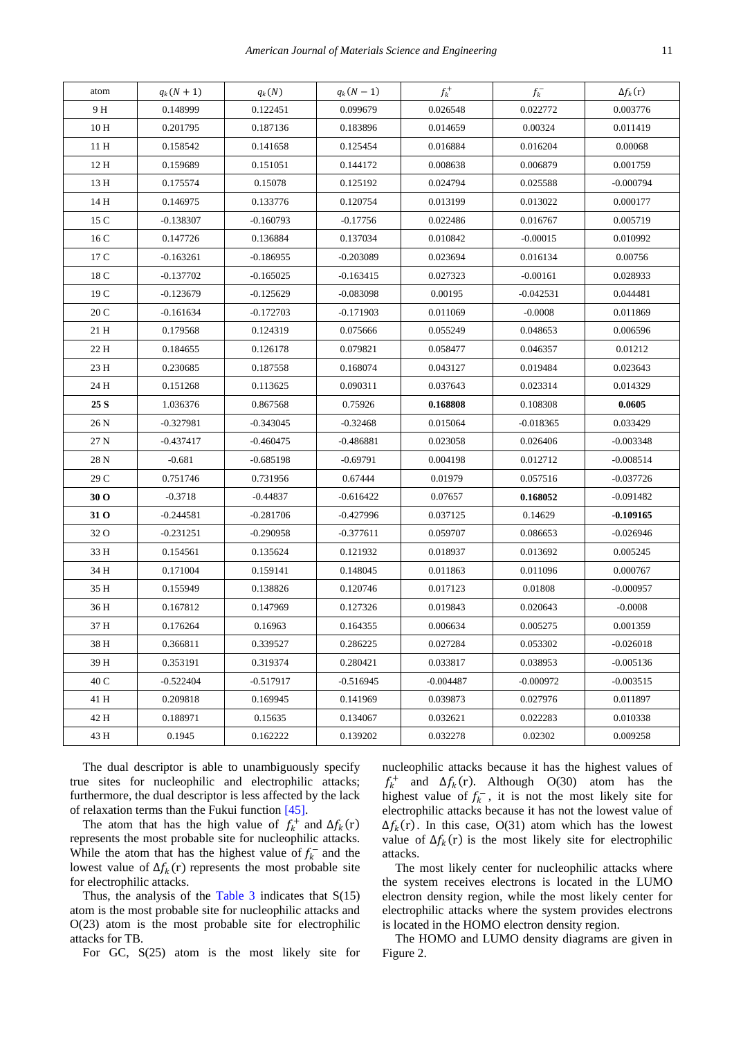| atom | $q_k(N+1)$ | $q_k(N)$ | $q_k(N-1)$ | $f_k^+$ | $f_k^-$ | $\Delta f_k(\mathrm{r})$ |
|---|---|---|---|---|---|---|
| 9 H | 0.148999 | 0.122451 | 0.099679 | 0.026548 | 0.022772 | 0.003776 |
| 10 H | 0.201795 | 0.187136 | 0.183896 | 0.014659 | 0.00324 | 0.011419 |
| 11 H | 0.158542 | 0.141658 | 0.125454 | 0.016884 | 0.016204 | 0.00068 |
| 12 H | 0.159689 | 0.151051 | 0.144172 | 0.008638 | 0.006879 | 0.001759 |
| 13 H | 0.175574 | 0.15078 | 0.125192 | 0.024794 | 0.025588 | -0.000794 |
| 14 H | 0.146975 | 0.133776 | 0.120754 | 0.013199 | 0.013022 | 0.000177 |
| 15 C | -0.138307 | -0.160793 | -0.17756 | 0.022486 | 0.016767 | 0.005719 |
| 16 C | 0.147726 | 0.136884 | 0.137034 | 0.010842 | -0.00015 | 0.010992 |
| 17 C | -0.163261 | -0.186955 | -0.203089 | 0.023694 | 0.016134 | 0.00756 |
| 18 C | -0.137702 | -0.165025 | -0.163415 | 0.027323 | -0.00161 | 0.028933 |
| 19 C | -0.123679 | -0.125629 | -0.083098 | 0.00195 | -0.042531 | 0.044481 |
| 20 C | -0.161634 | -0.172703 | -0.171903 | 0.011069 | -0.0008 | 0.011869 |
| 21 H | 0.179568 | 0.124319 | 0.075666 | 0.055249 | 0.048653 | 0.006596 |
| 22 H | 0.184655 | 0.126178 | 0.079821 | 0.058477 | 0.046357 | 0.01212 |
| 23 H | 0.230685 | 0.187558 | 0.168074 | 0.043127 | 0.019484 | 0.023643 |
| 24 H | 0.151268 | 0.113625 | 0.090311 | 0.037643 | 0.023314 | 0.014329 |
| **25 S** | 1.036376 | 0.867568 | 0.75926 | **0.168808** | 0.108308 | **0.0605** |
| 26 N | -0.327981 | -0.343045 | -0.32468 | 0.015064 | -0.018365 | 0.033429 |
| 27 N | -0.437417 | -0.460475 | -0.486881 | 0.023058 | 0.026406 | -0.003348 |
| 28 N | -0.681 | -0.685198 | -0.69791 | 0.004198 | 0.012712 | -0.008514 |
| 29 C | 0.751746 | 0.731956 | 0.67444 | 0.01979 | 0.057516 | -0.037726 |
| **30 O** | -0.3718 | -0.44837 | -0.616422 | 0.07657 | **0.168052** | -0.091482 |
| **31 O** | -0.244581 | -0.281706 | -0.427996 | 0.037125 | 0.14629 | **-0.109165** |
| 32 O | -0.231251 | -0.290958 | -0.377611 | 0.059707 | 0.086653 | -0.026946 |
| 33 H | 0.154561 | 0.135624 | 0.121932 | 0.018937 | 0.013692 | 0.005245 |
| 34 H | 0.171004 | 0.159141 | 0.148045 | 0.011863 | 0.011096 | 0.000767 |
| 35 H | 0.155949 | 0.138826 | 0.120746 | 0.017123 | 0.01808 | -0.000957 |
| 36 H | 0.167812 | 0.147969 | 0.127326 | 0.019843 | 0.020643 | -0.0008 |
| 37 H | 0.176264 | 0.16963 | 0.164355 | 0.006634 | 0.005275 | 0.001359 |
| 38 H | 0.366811 | 0.339527 | 0.286225 | 0.027284 | 0.053302 | -0.026018 |
| 39 H | 0.353191 | 0.319374 | 0.280421 | 0.033817 | 0.038953 | -0.005136 |
| 40 C | -0.522404 | -0.517917 | -0.516945 | -0.004487 | -0.000972 | -0.003515 |
| 41 H | 0.209818 | 0.169945 | 0.141969 | 0.039873 | 0.027976 | 0.011897 |
| 42 H | 0.188971 | 0.15635 | 0.134067 | 0.032621 | 0.022283 | 0.010338 |
| 43 H | 0.1945 | 0.162222 | 0.139202 | 0.032278 | 0.02302 | 0.009258 |

The dual descriptor is able to unambiguously specify true sites for nucleophilic and electrophilic attacks; furthermore, the dual descriptor is less affected by the lack of relaxation terms than the Fukui function [45].

The atom that has the high value of $f_k^+$ and $\Delta f_k(\mathrm{r})$ represents the most probable site for nucleophilic attacks. While the atom that has the highest value of $f_k^-$ and the lowest value of $\Delta f_k(\mathrm{r})$ represents the most probable site for electrophilic attacks.

Thus, the analysis of the Table 3 indicates that S(15) atom is the most probable site for nucleophilic attacks and O(23) atom is the most probable site for electrophilic attacks for TB.

For GC, S(25) atom is the most likely site for nucleophilic attacks because it has the highest values of $f_k^+$ and $\Delta f_k(\mathrm{r})$. Although O(30) atom has the highest value of $f_k^-$, it is not the most likely site for electrophilic attacks because it has not the lowest value of $\Delta f_k(\mathrm{r})$. In this case, O(31) atom which has the lowest value of $\Delta f_k(\mathrm{r})$ is the most likely site for electrophilic attacks.

The most likely center for nucleophilic attacks where the system receives electrons is located in the LUMO electron density region, while the most likely center for electrophilic attacks where the system provides electrons is located in the HOMO electron density region.

The HOMO and LUMO density diagrams are given in Figure 2.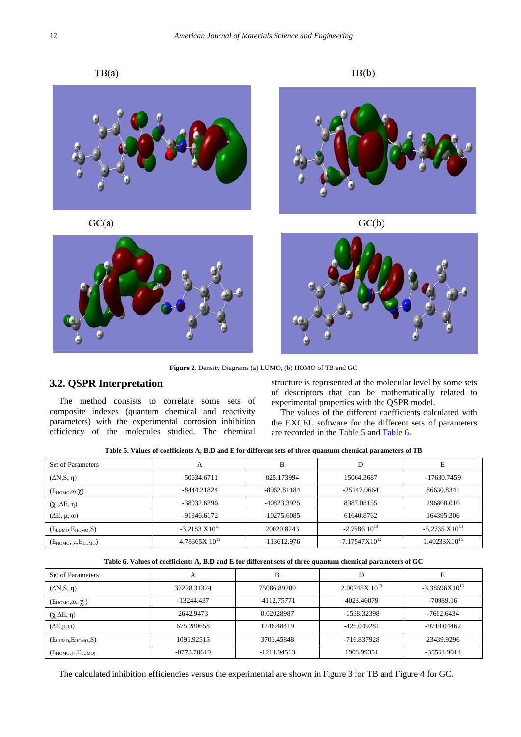TB(a)

TB(b)

GC(a)

GC(b)

**Figure 2**. Density Diagrams (a) LUMO, (b) HOMO of TB and GC

## 3.2. QSPR Interpretation

The method consists to correlate some sets of composite indexes (quantum chemical and reactivity parameters) with the experimental corrosion inhibition efficiency of the molecules studied. The chemical structure is represented at the molecular level by some sets of descriptors that can be mathematically related to experimental properties with the QSPR model.

The values of the different coefficients calculated with the EXCEL software for the different sets of parameters are recorded in the Table 5 and Table 6.

**Table 5. Values of coefficients A, B.D and E for different sets of three quantum chemical parameters of TB**

| Set of Parameters | A | B | D | E |
|---|---|---|---|---|
| ($\Delta$N,S, $\eta$) | -50634.6711 | 825.173994 | 15064.3687 | -17630.7459 |
| ($E_{HOMO}$,$\omega$,$\chi$) | -8444.21824 | -8962.81184 | -25147.0664 | 86630.8341 |
| ($\chi$ ,$\Delta$E, $\eta$) | -38032.6296 | -40823,3925 | 8387.08155 | 296868.016 |
| ($\Delta$E, $\mu$, $\omega$) | -91946.6172 | -10275.6085 | 61640.8762 | 164395.306 |
| ($E_{LUMO}$,$E_{HOMO}$,S) | $-3,2183 \times 10^{13}$ | 20020.8243 | $-2.7586\ 10^{13}$ | $-5,2735 \times 10^{13}$ |
| ($E_{HOMO}$, $\mu$,$E_{LUMO}$) | $4.78365 \times 10^{12}$ | -113612.976 | $-7.17547 \times 10^{12}$ | $1.40233 \times 10^{13}$ |

**Table 6. Values of coefficients A, B.D and E for different sets of three quantum chemical parameters of GC**

| Set of Parameters | A | B | D | E |
|---|---|---|---|---|
| ($\Delta$N,S, $\eta$) | 37228.31324 | 75086.89209 | $2.00745 \times 10^{13}$ | $-3.38596 \times 10^{13}$ |
| ($E_{HOMO}$,$\omega$, $\chi$ ) | -13244.437 | -4112.75771 | 4023.46079 | -70989.16 |
| ($\chi$ $\Delta$E, $\eta$) | 2642.9473 | 0.02028987 | -1538.32398 | -7662.6434 |
| ($\Delta$E,$\mu$,$\omega$) | 675.280658 | 1246.48419 | -425.049281 | -9710.04462 |
| ($E_{LUMO}$,$E_{HOMO}$,S) | 1091.92515 | 3703.45848 | -716.837928 | 23439.9296 |
| ($E_{HOMO}$,$\mu$,$E_{LUMO}$) | -8773.70619 | -1214.94513 | 1908.99351 | -35564.9014 |

The calculated inhibition efficiencies versus the experimental are shown in Figure 3 for TB and Figure 4 for GC.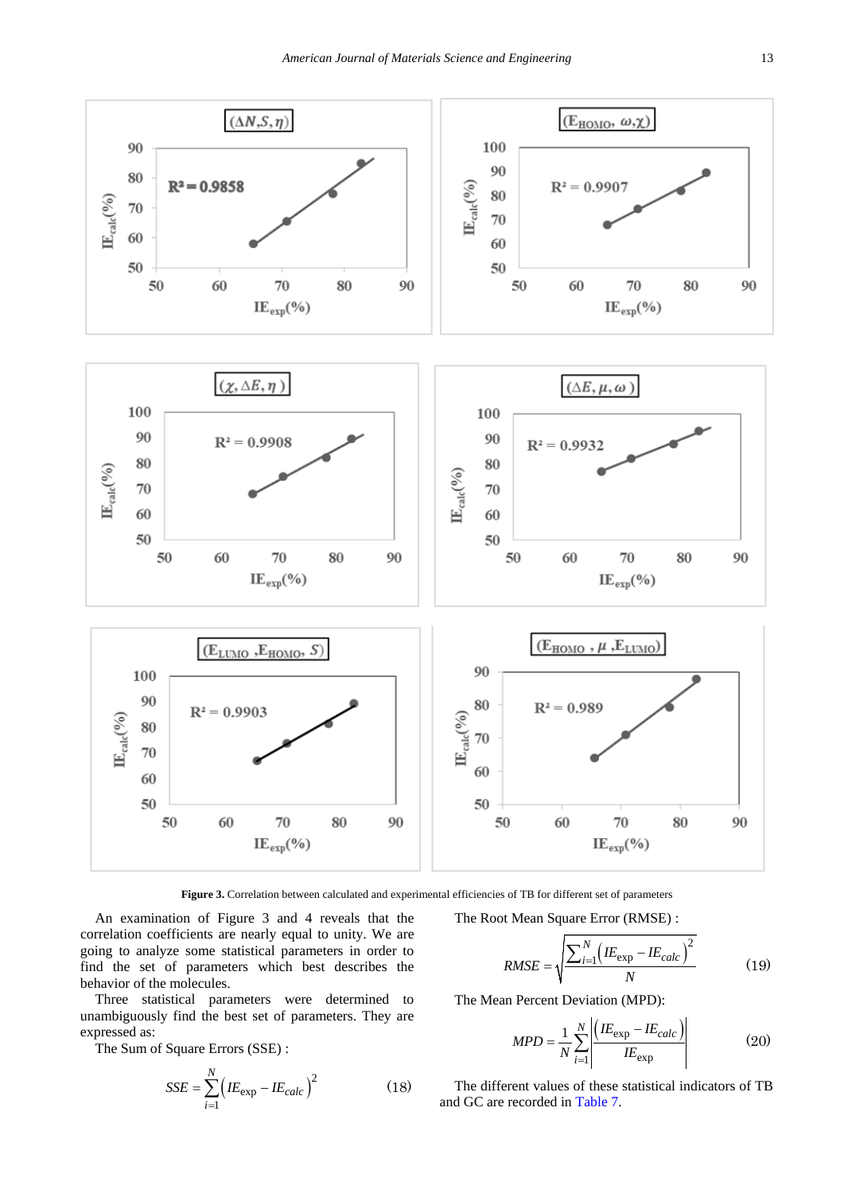**Figure 3.** Correlation between calculated and experimental efficiencies of TB for different set of parameters

An examination of Figure 3 and 4 reveals that the correlation coefficients are nearly equal to unity. We are going to analyze some statistical parameters in order to find the set of parameters which best describes the behavior of the molecules.

Three statistical parameters were determined to unambiguously find the best set of parameters. They are expressed as:

The Sum of Square Errors (SSE) :

$$SSE = \sum_{i=1}^{N} \left( IE_{\exp} - IE_{calc} \right)^2 \tag{18}$$

The Root Mean Square Error (RMSE) :

$$RMSE = \sqrt{\frac{\sum_{i=1}^{N} \left( IE_{\exp} - IE_{calc} \right)^2}{N}} \tag{19}$$

The Mean Percent Deviation (MPD):

$$MPD = \frac{1}{N} \sum_{i=1}^{N} \left| \frac{\left( IE_{\exp} - IE_{calc} \right)}{IE_{\exp}} \right| \tag{20}$$

The different values of these statistical indicators of TB and GC are recorded in Table 7.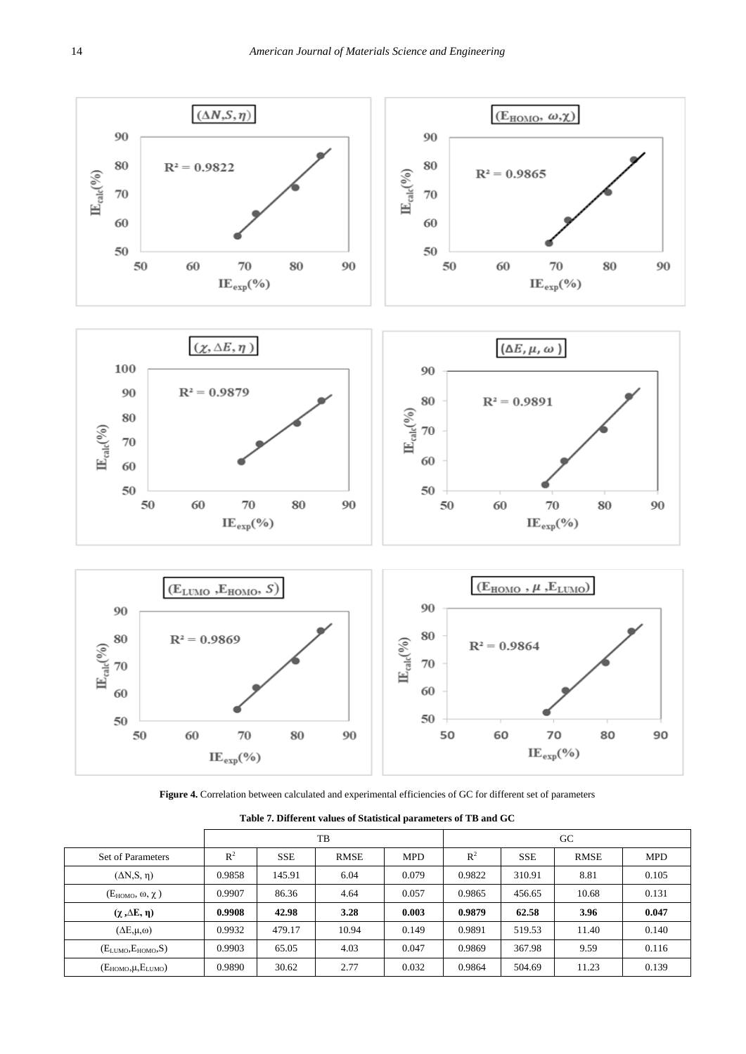**Figure 4.** Correlation between calculated and experimental efficiencies of GC for different set of parameters

**Table 7. Different values of Statistical parameters of TB and GC**

| | TB | | | | GC | | | |
|---|---|---|---|---|---|---|---|---|
| Set of Parameters | $R^2$ | SSE | RMSE | MPD | $R^2$ | SSE | RMSE | MPD |
| $(\Delta N, S, \eta)$ | 0.9858 | 145.91 | 6.04 | 0.079 | 0.9822 | 310.91 | 8.81 | 0.105 |
| $(E_{HOMO}, \omega, \chi)$ | 0.9907 | 86.36 | 4.64 | 0.057 | 0.9865 | 456.65 | 10.68 | 0.131 |
| **$(\chi, \Delta E, \eta)$** | **0.9908** | **42.98** | **3.28** | **0.003** | **0.9879** | **62.58** | **3.96** | **0.047** |
| $(\Delta E, \mu, \omega)$ | 0.9932 | 479.17 | 10.94 | 0.149 | 0.9891 | 519.53 | 11.40 | 0.140 |
| $(E_{LUMO}, E_{HOMO}, S)$ | 0.9903 | 65.05 | 4.03 | 0.047 | 0.9869 | 367.98 | 9.59 | 0.116 |
| $(E_{HOMO}, \mu, E_{LUMO})$ | 0.9890 | 30.62 | 2.77 | 0.032 | 0.9864 | 504.69 | 11.23 | 0.139 |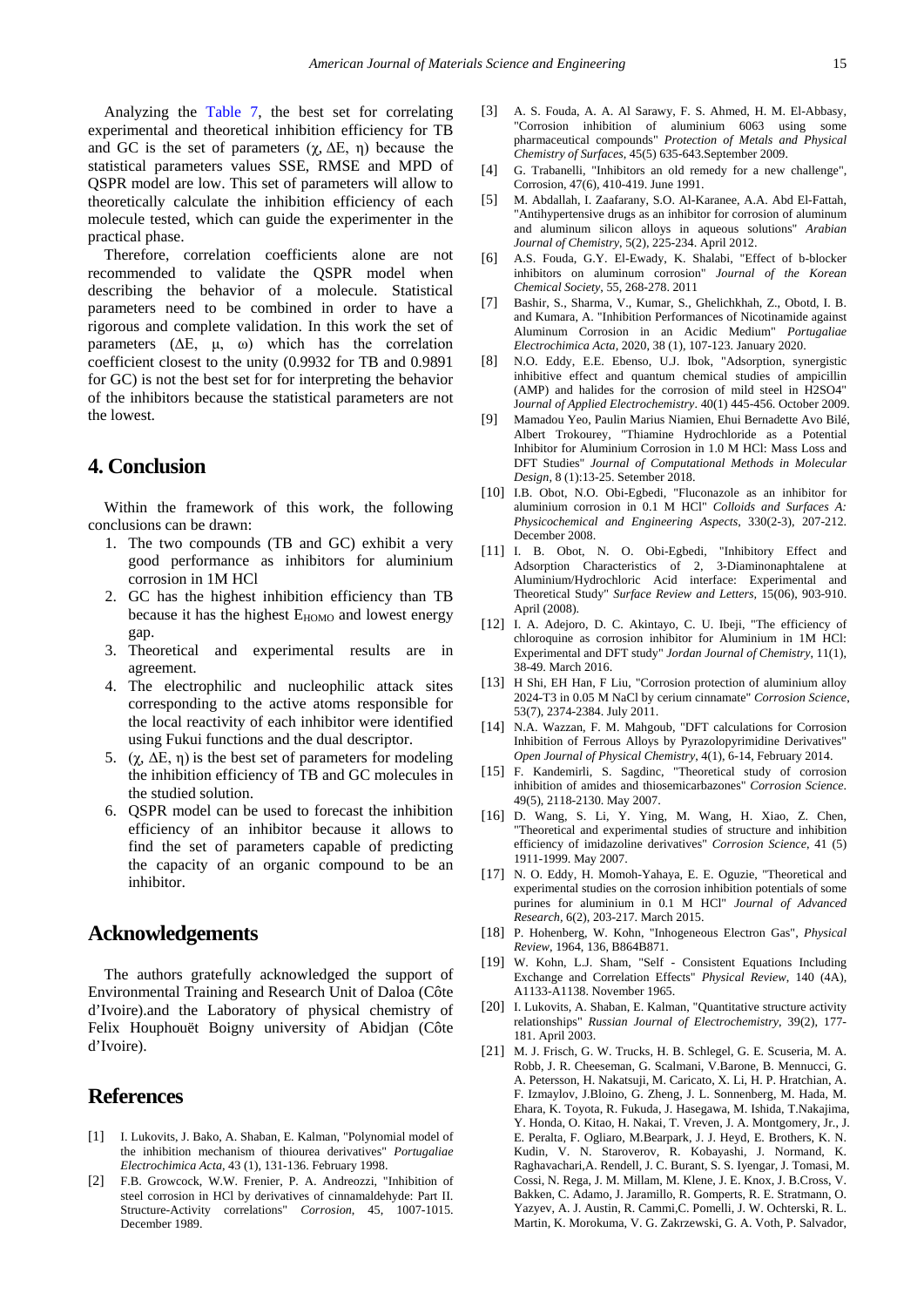Analyzing the Table 7, the best set for correlating experimental and theoretical inhibition efficiency for TB and GC is the set of parameters (χ, ΔE, η) because the statistical parameters values SSE, RMSE and MPD of QSPR model are low. This set of parameters will allow to theoretically calculate the inhibition efficiency of each molecule tested, which can guide the experimenter in the practical phase.

Therefore, correlation coefficients alone are not recommended to validate the QSPR model when describing the behavior of a molecule. Statistical parameters need to be combined in order to have a rigorous and complete validation. In this work the set of parameters (ΔE, μ, ω) which has the correlation coefficient closest to the unity (0.9932 for TB and 0.9891 for GC) is not the best set for for interpreting the behavior of the inhibitors because the statistical parameters are not the lowest.

## 4. Conclusion

Within the framework of this work, the following conclusions can be drawn:

1. The two compounds (TB and GC) exhibit a very good performance as inhibitors for aluminium corrosion in 1M HCl
2. GC has the highest inhibition efficiency than TB because it has the highest $E_{HOMO}$ and lowest energy gap.
3. Theoretical and experimental results are in agreement.
4. The electrophilic and nucleophilic attack sites corresponding to the active atoms responsible for the local reactivity of each inhibitor were identified using Fukui functions and the dual descriptor.
5. (χ, ΔE, η) is the best set of parameters for modeling the inhibition efficiency of TB and GC molecules in the studied solution.
6. QSPR model can be used to forecast the inhibition efficiency of an inhibitor because it allows to find the set of parameters capable of predicting the capacity of an organic compound to be an inhibitor.

## Acknowledgements

The authors gratefully acknowledged the support of Environmental Training and Research Unit of Daloa (Côte d'Ivoire).and the Laboratory of physical chemistry of Felix Houphouët Boigny university of Abidjan (Côte d'Ivoire).

## References

[1] I. Lukovits, J. Bako, A. Shaban, E. Kalman, "Polynomial model of the inhibition mechanism of thiourea derivatives" *Portugaliae Electrochimica Acta*, 43 (1), 131-136. February 1998.

[2] F.B. Growcock, W.W. Frenier, P. A. Andreozzi, "Inhibition of steel corrosion in HCl by derivatives of cinnamaldehyde: Part II. Structure-Activity correlations" *Corrosion*, 45, 1007-1015. December 1989.

[3] A. S. Fouda, A. A. Al Sarawy, F. S. Ahmed, H. M. El-Abbasy, "Corrosion inhibition of aluminium 6063 using some pharmaceutical compounds" *Protection of Metals and Physical Chemistry of Surfaces*, 45(5) 635-643.September 2009.

[4] G. Trabanelli, "Inhibitors an old remedy for a new challenge", Corrosion, 47(6), 410-419. June 1991.

[5] M. Abdallah, I. Zaafarany, S.O. Al-Karanee, A.A. Abd El-Fattah, "Antihypertensive drugs as an inhibitor for corrosion of aluminum and aluminum silicon alloys in aqueous solutions" *Arabian Journal of Chemistry*, 5(2), 225-234. April 2012.

[6] A.S. Fouda, G.Y. El-Ewady, K. Shalabi, "Effect of b-blocker inhibitors on aluminum corrosion" *Journal of the Korean Chemical Society*, 55, 268-278. 2011

[7] Bashir, S., Sharma, V., Kumar, S., Ghelichkhah, Z., Obotd, I. B. and Kumara, A. "Inhibition Performances of Nicotinamide against Aluminum Corrosion in an Acidic Medium" *Portugaliae Electrochimica Acta*, 2020, 38 (1), 107-123. January 2020.

[8] N.O. Eddy, E.E. Ebenso, U.J. Ibok, "Adsorption, synergistic inhibitive effect and quantum chemical studies of ampicillin (AMP) and halides for the corrosion of mild steel in H2SO4" *Journal of Applied Electrochemistry*. 40(1) 445-456. October 2009.

[9] Mamadou Yeo, Paulin Marius Niamien, Ehui Bernadette Avo Bilé, Albert Trokourey, "Thiamine Hydrochloride as a Potential Inhibitor for Aluminium Corrosion in 1.0 M HCl: Mass Loss and DFT Studies" *Journal of Computational Methods in Molecular Design*, 8 (1):13-25. Setember 2018.

[10] I.B. Obot, N.O. Obi-Egbedi, "Fluconazole as an inhibitor for aluminium corrosion in 0.1 M HCl" *Colloids and Surfaces A: Physicochemical and Engineering Aspects*, 330(2-3), 207-212. December 2008.

[11] I. B. Obot, N. O. Obi-Egbedi, "Inhibitory Effect and Adsorption Characteristics of 2, 3-Diaminonaphtalene at Aluminium/Hydrochloric Acid interface: Experimental and Theoretical Study" *Surface Review and Letters*, 15(06), 903-910. April (2008).

[12] I. A. Adejoro, D. C. Akintayo, C. U. Ibeji, "The efficiency of chloroquine as corrosion inhibitor for Aluminium in 1M HCl: Experimental and DFT study" *Jordan Journal of Chemistry*, 11(1), 38-49. March 2016.

[13] H Shi, EH Han, F Liu, "Corrosion protection of aluminium alloy 2024-T3 in 0.05 M NaCl by cerium cinnamate" *Corrosion Science*, 53(7), 2374-2384. July 2011.

[14] N.A. Wazzan, F. M. Mahgoub, "DFT calculations for Corrosion Inhibition of Ferrous Alloys by Pyrazolopyrimidine Derivatives" *Open Journal of Physical Chemistry*, 4(1), 6-14, February 2014.

[15] F. Kandemirli, S. Sagdinc, "Theoretical study of corrosion inhibition of amides and thiosemicarbazones" *Corrosion Science*. 49(5), 2118-2130. May 2007.

[16] D. Wang, S. Li, Y. Ying, M. Wang, H. Xiao, Z. Chen, "Theoretical and experimental studies of structure and inhibition efficiency of imidazoline derivatives" *Corrosion Science*, 41 (5) 1911-1999. May 2007.

[17] N. O. Eddy, H. Momoh-Yahaya, E. E. Oguzie, "Theoretical and experimental studies on the corrosion inhibition potentials of some purines for aluminium in 0.1 M HCl" *Journal of Advanced Research*, 6(2), 203-217. March 2015.

[18] P. Hohenberg, W. Kohn, "Inhogeneous Electron Gas", *Physical Review*, 1964, 136, B864B871.

[19] W. Kohn, L.J. Sham, "Self - Consistent Equations Including Exchange and Correlation Effects" *Physical Review*, 140 (4A), A1133-A1138. November 1965.

[20] I. Lukovits, A. Shaban, E. Kalman, "Quantitative structure activity relationships" *Russian Journal of Electrochemistry*, 39(2), 177-181. April 2003.

[21] M. J. Frisch, G. W. Trucks, H. B. Schlegel, G. E. Scuseria, M. A. Robb, J. R. Cheeseman, G. Scalmani, V.Barone, B. Mennucci, G. A. Petersson, H. Nakatsuji, M. Caricato, X. Li, H. P. Hratchian, A. F. Izmaylov, J.Bloino, G. Zheng, J. L. Sonnenberg, M. Hada, M. Ehara, K. Toyota, R. Fukuda, J. Hasegawa, M. Ishida, T.Nakajima, Y. Honda, O. Kitao, H. Nakai, T. Vreven, J. A. Montgomery, Jr., J. E. Peralta, F. Ogliaro, M.Bearpark, J. J. Heyd, E. Brothers, K. N. Kudin, V. N. Staroverov, R. Kobayashi, J. Normand, K. Raghavachari,A. Rendell, J. C. Burant, S. S. Iyengar, J. Tomasi, M. Cossi, N. Rega, J. M. Millam, M. Klene, J. E. Knox, J. B.Cross, V. Bakken, C. Adamo, J. Jaramillo, R. Gomperts, R. E. Stratmann, O. Yazyev, A. J. Austin, R. Cammi,C. Pomelli, J. W. Ochterski, R. L. Martin, K. Morokuma, V. G. Zakrzewski, G. A. Voth, P. Salvador,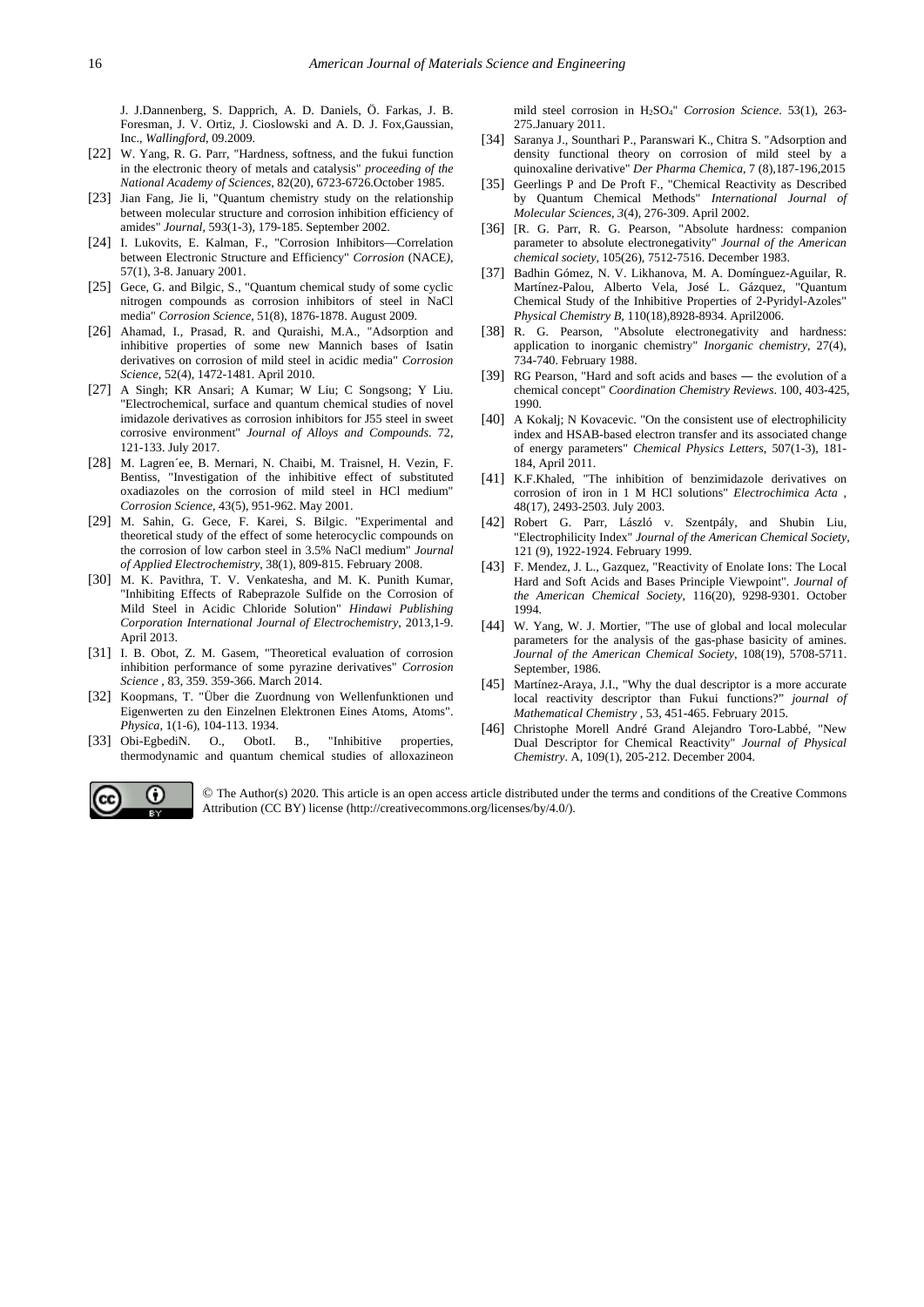J. J.Dannenberg, S. Dapprich, A. D. Daniels, Ö. Farkas, J. B. Foresman, J. V. Ortiz, J. Cioslowski and A. D. J. Fox,Gaussian, Inc., *Wallingford*, 09.2009.

[22] W. Yang, R. G. Parr, "Hardness, softness, and the fukui function in the electronic theory of metals and catalysis" *proceeding of the National Academy of Sciences*, 82(20), 6723-6726.October 1985.

[23] Jian Fang, Jie li, "Quantum chemistry study on the relationship between molecular structure and corrosion inhibition efficiency of amides" *Journal*, 593(1-3), 179-185. September 2002.

[24] I. Lukovits, E. Kalman, F., "Corrosion Inhibitors—Correlation between Electronic Structure and Efficiency" *Corrosion* (NACE*)*, 57(1), 3-8. January 2001.

[25] Gece, G. and Bilgic, S., "Quantum chemical study of some cyclic nitrogen compounds as corrosion inhibitors of steel in NaCl media" *Corrosion Science*, 51(8), 1876-1878. August 2009.

[26] Ahamad, I., Prasad, R. and Quraishi, M.A., "Adsorption and inhibitive properties of some new Mannich bases of Isatin derivatives on corrosion of mild steel in acidic media" *Corrosion Science*, 52(4), 1472-1481. April 2010.

[27] A Singh; KR Ansari; A Kumar; W Liu; C Songsong; Y Liu. "Electrochemical, surface and quantum chemical studies of novel imidazole derivatives as corrosion inhibitors for J55 steel in sweet corrosive environment" *Journal of Alloys and Compounds*. 72, 121-133. July 2017.

[28] M. Lagren´ee, B. Mernari, N. Chaibi, M. Traisnel, H. Vezin, F. Bentiss, "Investigation of the inhibitive effect of substituted oxadiazoles on the corrosion of mild steel in HCl medium" *Corrosion Science*, 43(5), 951-962. May 2001.

[29] M. Sahin, G. Gece, F. Karei, S. Bilgic. "Experimental and theoretical study of the effect of some heterocyclic compounds on the corrosion of low carbon steel in 3.5% NaCl medium" *Journal of Applied Electrochemistry*, 38(1), 809-815. February 2008.

[30] M. K. Pavithra, T. V. Venkatesha, and M. K. Punith Kumar, "Inhibiting Effects of Rabeprazole Sulfide on the Corrosion of Mild Steel in Acidic Chloride Solution" *Hindawi Publishing Corporation International Journal of Electrochemistry*, 2013,1-9. April 2013.

[31] I. B. Obot, Z. M. Gasem, "Theoretical evaluation of corrosion inhibition performance of some pyrazine derivatives" *Corrosion Science* , 83, 359. 359-366. March 2014.

[32] Koopmans, T. "Über die Zuordnung von Wellenfunktionen und Eigenwerten zu den Einzelnen Elektronen Eines Atoms, Atoms". *Physica*, 1(1-6), 104-113. 1934.

[33] Obi-EgbediN. O., ObotI. B., "Inhibitive properties, thermodynamic and quantum chemical studies of alloxazineon mild steel corrosion in $H_2SO_4$" *Corrosion Science*. 53(1), 263-275.January 2011.

[34] Saranya J., Sounthari P., Paranswari K., Chitra S. "Adsorption and density functional theory on corrosion of mild steel by a quinoxaline derivative" *Der Pharma Chemica*, 7 (8),187-196,2015

[35] Geerlings P and De Proft F., "Chemical Reactivity as Described by Quantum Chemical Methods" *International Journal of Molecular Sciences*, *3*(4), 276-309. April 2002.

[36] [R. G. Parr, R. G. Pearson, "Absolute hardness: companion parameter to absolute electronegativity" *Journal of the American chemical society*, 105(26), 7512-7516. December 1983.

[37] Badhin Gómez, N. V. Likhanova, M. A. Domínguez-Aguilar, R. Martínez-Palou, Alberto Vela, José L. Gázquez, "Quantum Chemical Study of the Inhibitive Properties of 2-Pyridyl-Azoles" *Physical Chemistry B*, 110(18),8928-8934. April2006.

[38] R. G. Pearson, "Absolute electronegativity and hardness: application to inorganic chemistry" *Inorganic chemistry*, 27(4), 734-740. February 1988.

[39] RG Pearson, "Hard and soft acids and bases ― the evolution of a chemical concept" *Coordination Chemistry Reviews*. 100, 403-425, 1990.

[40] A Kokalj; N Kovacevic. "On the consistent use of electrophilicity index and HSAB-based electron transfer and its associated change of energy parameters" *Chemical Physics Letters*, 507(1-3), 181-184, April 2011.

[41] K.F.Khaled, "The inhibition of benzimidazole derivatives on corrosion of iron in 1 M HCl solutions" *Electrochimica Acta* , 48(17), 2493-2503. July 2003.

[42] Robert G. Parr, László v. Szentpály, and Shubin Liu, "Electrophilicity Index" *Journal of the American Chemical Society*, 121 (9), 1922-1924. February 1999.

[43] F. Mendez, J. L., Gazquez, "Reactivity of Enolate Ions: The Local Hard and Soft Acids and Bases Principle Viewpoint". *Journal of the American Chemical Society*, 116(20), 9298-9301. October 1994.

[44] W. Yang, W. J. Mortier, "The use of global and local molecular parameters for the analysis of the gas-phase basicity of amines. *Journal of the American Chemical Society*, 108(19), 5708-5711. September, 1986.

[45] Martínez-Araya, J.I., "Why the dual descriptor is a more accurate local reactivity descriptor than Fukui functions?" *journal of Mathematical Chemistry* , 53, 451-465. February 2015.

[46] Christophe Morell André Grand Alejandro Toro-Labbé, "New Dual Descriptor for Chemical Reactivity" *Journal of Physical Chemistry*. A, 109(1), 205-212. December 2004.

© The Author(s) 2020. This article is an open access article distributed under the terms and conditions of the Creative Commons Attribution (CC BY) license (http://creativecommons.org/licenses/by/4.0/).